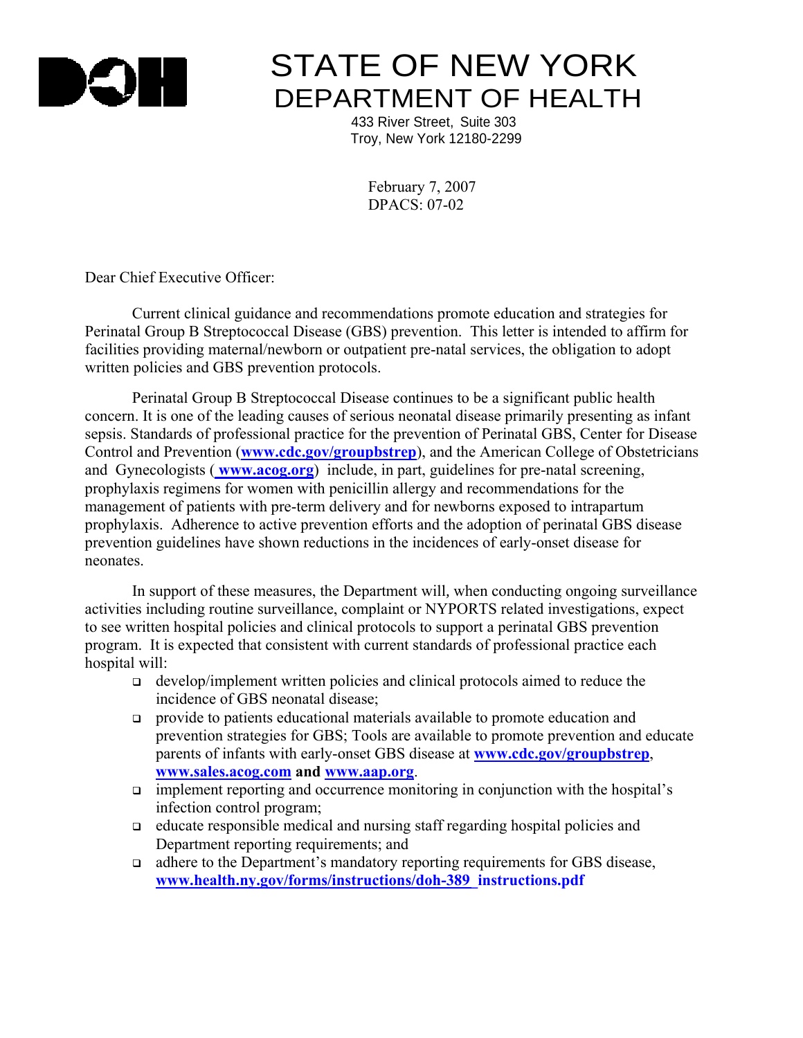# STATE OF NEW YORK
## DEPARTMENT OF HEALTH

433 River Street, Suite 303
Troy, New York 12180-2299

February 7, 2007
DPACS: 07-02

Dear Chief Executive Officer:

Current clinical guidance and recommendations promote education and strategies for Perinatal Group B Streptococcal Disease (GBS) prevention. This letter is intended to affirm for facilities providing maternal/newborn or outpatient pre-natal services, the obligation to adopt written policies and GBS prevention protocols.

Perinatal Group B Streptococcal Disease continues to be a significant public health concern. It is one of the leading causes of serious neonatal disease primarily presenting as infant sepsis. Standards of professional practice for the prevention of Perinatal GBS, Center for Disease Control and Prevention (**www.cdc.gov/groupbstrep**), and the American College of Obstetricians and Gynecologists (**www.acog.org**) include, in part, guidelines for pre-natal screening, prophylaxis regimens for women with penicillin allergy and recommendations for the management of patients with pre-term delivery and for newborns exposed to intrapartum prophylaxis. Adherence to active prevention efforts and the adoption of perinatal GBS disease prevention guidelines have shown reductions in the incidences of early-onset disease for neonates.

In support of these measures, the Department will, when conducting ongoing surveillance activities including routine surveillance, complaint or NYPORTS related investigations, expect to see written hospital policies and clinical protocols to support a perinatal GBS prevention program. It is expected that consistent with current standards of professional practice each hospital will:

- develop/implement written policies and clinical protocols aimed to reduce the incidence of GBS neonatal disease;
- provide to patients educational materials available to promote education and prevention strategies for GBS; Tools are available to promote prevention and educate parents of infants with early-onset GBS disease at **www.cdc.gov/groupbstrep**, **www.sales.acog.com and www.aap.org**.
- implement reporting and occurrence monitoring in conjunction with the hospital's infection control program;
- educate responsible medical and nursing staff regarding hospital policies and Department reporting requirements; and
- adhere to the Department's mandatory reporting requirements for GBS disease, **www.health.ny.gov/forms/instructions/doh-389_instructions.pdf**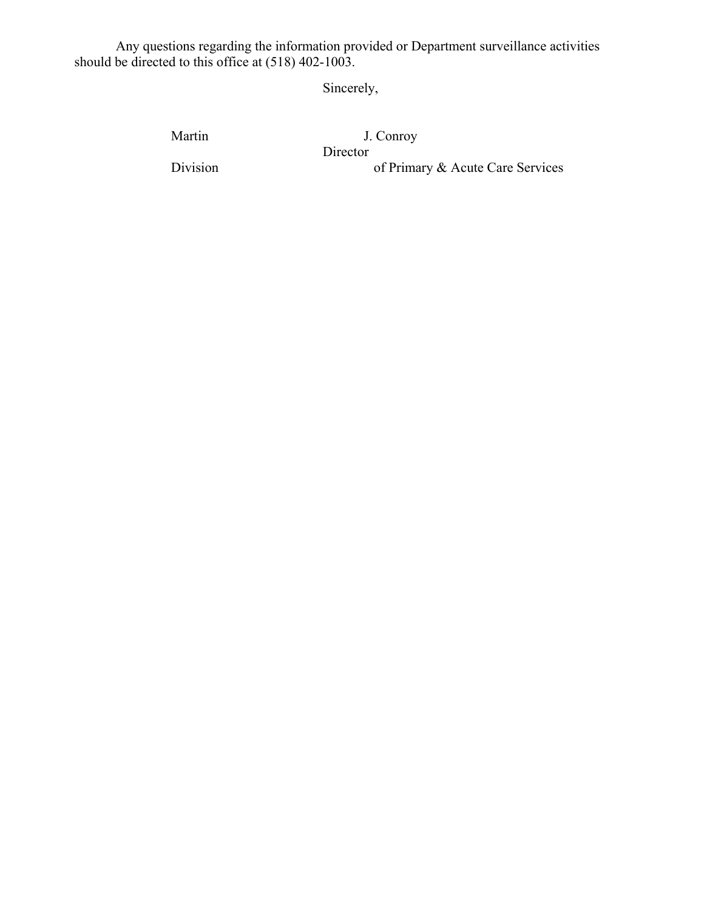Any questions regarding the information provided or Department surveillance activities should be directed to this office at (518) 402-1003.

Sincerely,

Martin J. Conroy
Director
Division of Primary & Acute Care Services